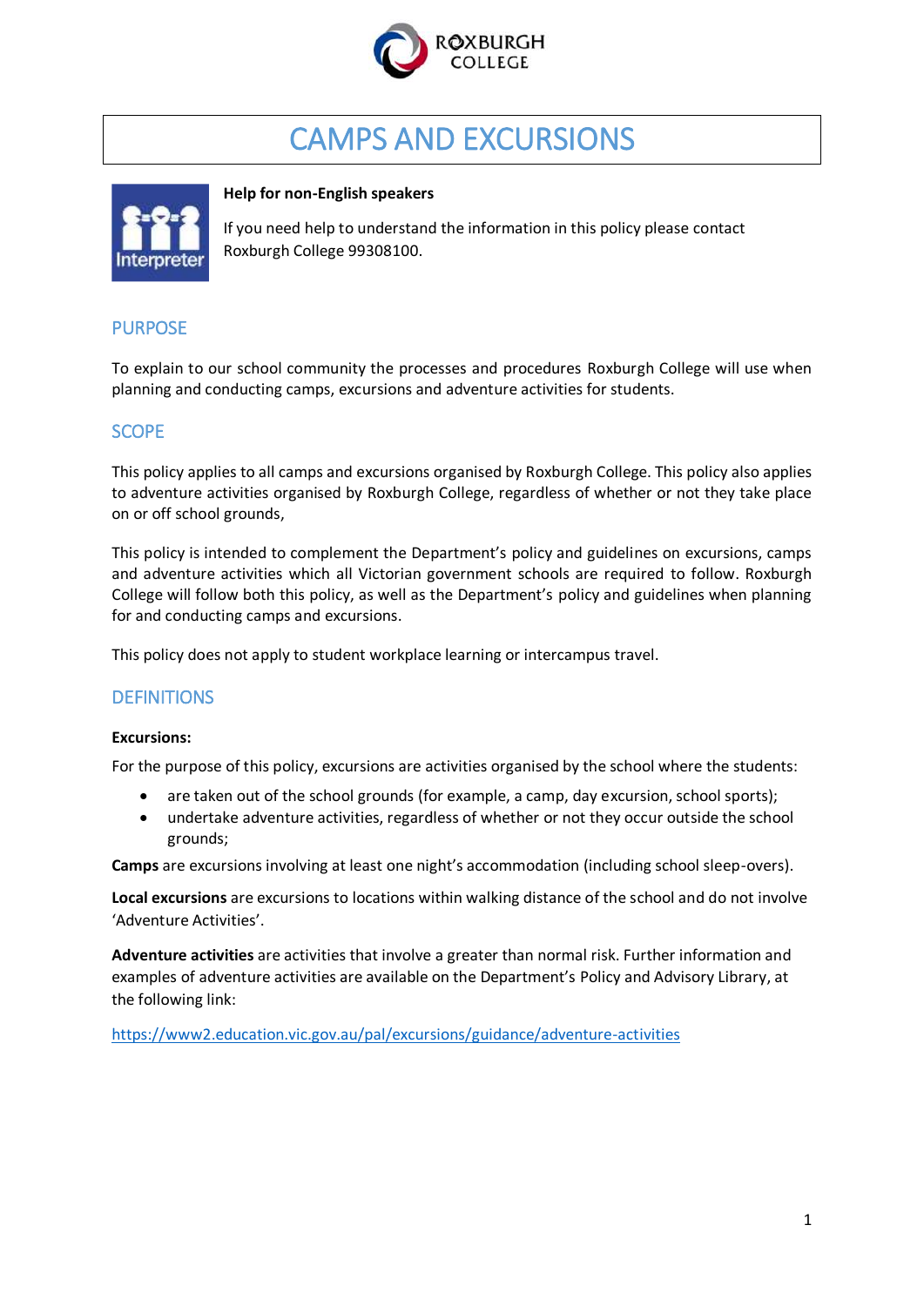# CAMPS AND EXCURSIONS

**Help for non-English speakers**

If you need help to understand the information in this policy please contact Roxburgh College 99308100.

## PURPOSE

To explain to our school community the processes and procedures Roxburgh College will use when planning and conducting camps, excursions and adventure activities for students.

## SCOPE

This policy applies to all camps and excursions organised by Roxburgh College. This policy also applies to adventure activities organised by Roxburgh College, regardless of whether or not they take place on or off school grounds,

This policy is intended to complement the Department's policy and guidelines on excursions, camps and adventure activities which all Victorian government schools are required to follow. Roxburgh College will follow both this policy, as well as the Department's policy and guidelines when planning for and conducting camps and excursions.

This policy does not apply to student workplace learning or intercampus travel.

## DEFINITIONS

**Excursions:**

For the purpose of this policy, excursions are activities organised by the school where the students:

- are taken out of the school grounds (for example, a camp, day excursion, school sports);
- undertake adventure activities, regardless of whether or not they occur outside the school grounds;

**Camps** are excursions involving at least one night's accommodation (including school sleep-overs).

**Local excursions** are excursions to locations within walking distance of the school and do not involve 'Adventure Activities'.

**Adventure activities** are activities that involve a greater than normal risk. Further information and examples of adventure activities are available on the Department's Policy and Advisory Library, at the following link:

https://www2.education.vic.gov.au/pal/excursions/guidance/adventure-activities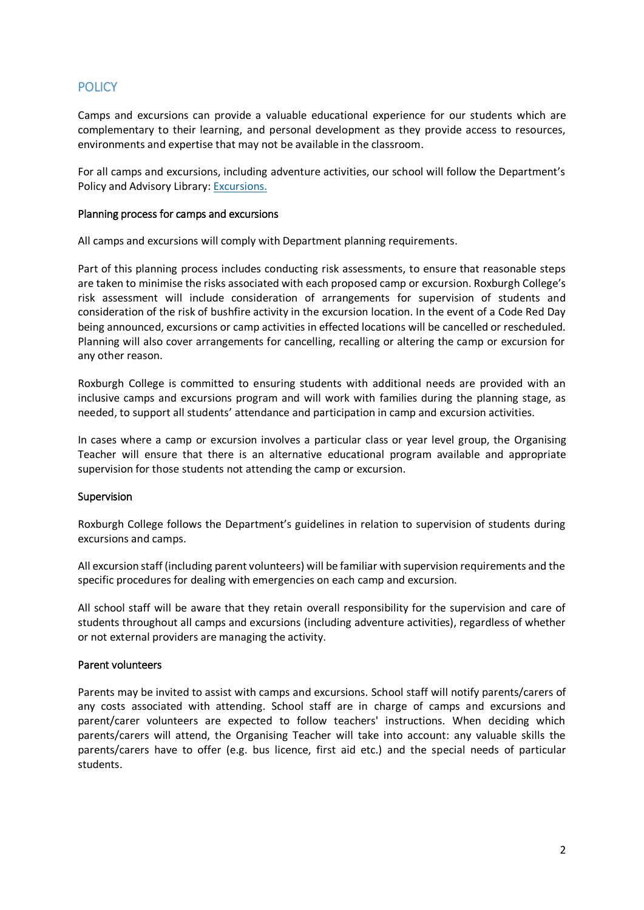## POLICY

Camps and excursions can provide a valuable educational experience for our students which are complementary to their learning, and personal development as they provide access to resources, environments and expertise that may not be available in the classroom.

For all camps and excursions, including adventure activities, our school will follow the Department's Policy and Advisory Library: [Excursions.](#)

### Planning process for camps and excursions

All camps and excursions will comply with Department planning requirements.

Part of this planning process includes conducting risk assessments, to ensure that reasonable steps are taken to minimise the risks associated with each proposed camp or excursion. Roxburgh College's risk assessment will include consideration of arrangements for supervision of students and consideration of the risk of bushfire activity in the excursion location. In the event of a Code Red Day being announced, excursions or camp activities in effected locations will be cancelled or rescheduled. Planning will also cover arrangements for cancelling, recalling or altering the camp or excursion for any other reason.

Roxburgh College is committed to ensuring students with additional needs are provided with an inclusive camps and excursions program and will work with families during the planning stage, as needed, to support all students' attendance and participation in camp and excursion activities.

In cases where a camp or excursion involves a particular class or year level group, the Organising Teacher will ensure that there is an alternative educational program available and appropriate supervision for those students not attending the camp or excursion.

### Supervision

Roxburgh College follows the Department's guidelines in relation to supervision of students during excursions and camps.

All excursion staff (including parent volunteers) will be familiar with supervision requirements and the specific procedures for dealing with emergencies on each camp and excursion.

All school staff will be aware that they retain overall responsibility for the supervision and care of students throughout all camps and excursions (including adventure activities), regardless of whether or not external providers are managing the activity.

### Parent volunteers

Parents may be invited to assist with camps and excursions. School staff will notify parents/carers of any costs associated with attending. School staff are in charge of camps and excursions and parent/carer volunteers are expected to follow teachers' instructions. When deciding which parents/carers will attend, the Organising Teacher will take into account: any valuable skills the parents/carers have to offer (e.g. bus licence, first aid etc.) and the special needs of particular students.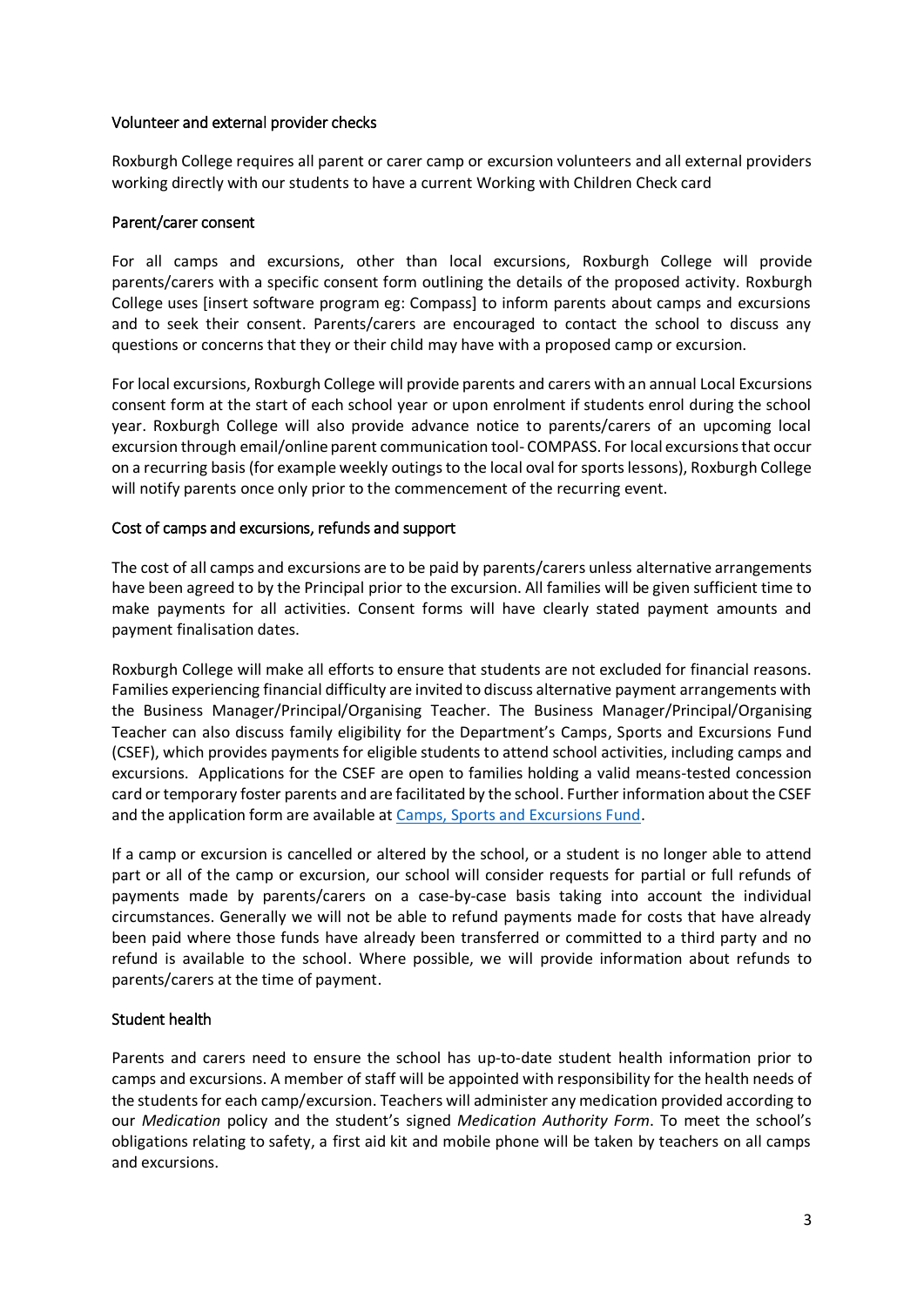### Volunteer and external provider checks

Roxburgh College requires all parent or carer camp or excursion volunteers and all external providers working directly with our students to have a current Working with Children Check card

### Parent/carer consent

For all camps and excursions, other than local excursions, Roxburgh College will provide parents/carers with a specific consent form outlining the details of the proposed activity. Roxburgh College uses [insert software program eg: Compass] to inform parents about camps and excursions and to seek their consent. Parents/carers are encouraged to contact the school to discuss any questions or concerns that they or their child may have with a proposed camp or excursion.

For local excursions, Roxburgh College will provide parents and carers with an annual Local Excursions consent form at the start of each school year or upon enrolment if students enrol during the school year. Roxburgh College will also provide advance notice to parents/carers of an upcoming local excursion through email/online parent communication tool- COMPASS. For local excursions that occur on a recurring basis (for example weekly outings to the local oval for sports lessons), Roxburgh College will notify parents once only prior to the commencement of the recurring event.

### Cost of camps and excursions, refunds and support

The cost of all camps and excursions are to be paid by parents/carers unless alternative arrangements have been agreed to by the Principal prior to the excursion. All families will be given sufficient time to make payments for all activities. Consent forms will have clearly stated payment amounts and payment finalisation dates.

Roxburgh College will make all efforts to ensure that students are not excluded for financial reasons. Families experiencing financial difficulty are invited to discuss alternative payment arrangements with the Business Manager/Principal/Organising Teacher. The Business Manager/Principal/Organising Teacher can also discuss family eligibility for the Department's Camps, Sports and Excursions Fund (CSEF), which provides payments for eligible students to attend school activities, including camps and excursions. Applications for the CSEF are open to families holding a valid means-tested concession card or temporary foster parents and are facilitated by the school. Further information about the CSEF and the application form are available at [Camps, Sports and Excursions Fund](#).

If a camp or excursion is cancelled or altered by the school, or a student is no longer able to attend part or all of the camp or excursion, our school will consider requests for partial or full refunds of payments made by parents/carers on a case-by-case basis taking into account the individual circumstances. Generally we will not be able to refund payments made for costs that have already been paid where those funds have already been transferred or committed to a third party and no refund is available to the school. Where possible, we will provide information about refunds to parents/carers at the time of payment.

### Student health

Parents and carers need to ensure the school has up-to-date student health information prior to camps and excursions. A member of staff will be appointed with responsibility for the health needs of the students for each camp/excursion. Teachers will administer any medication provided according to our *Medication* policy and the student's signed *Medication Authority Form*. To meet the school's obligations relating to safety, a first aid kit and mobile phone will be taken by teachers on all camps and excursions.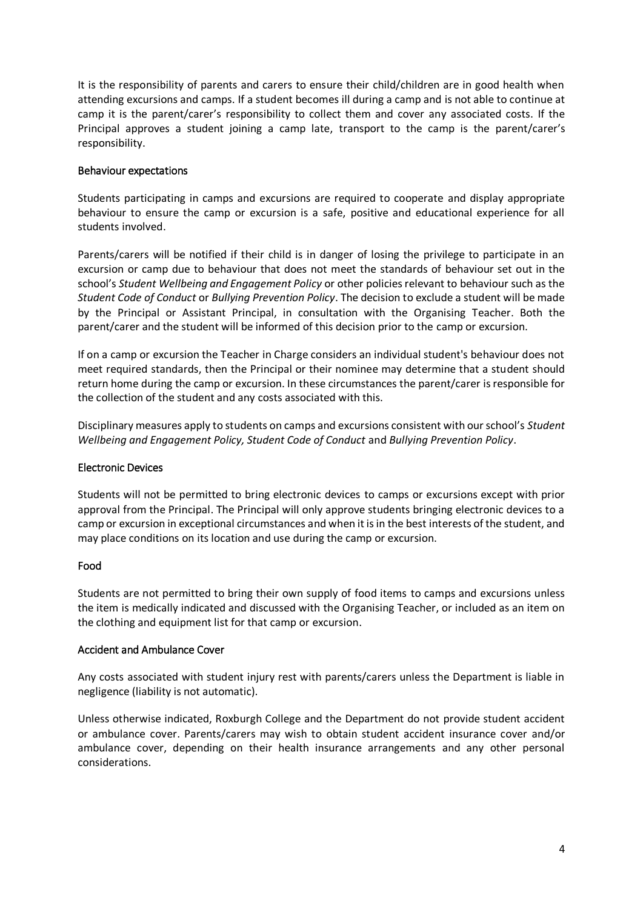It is the responsibility of parents and carers to ensure their child/children are in good health when attending excursions and camps. If a student becomes ill during a camp and is not able to continue at camp it is the parent/carer's responsibility to collect them and cover any associated costs. If the Principal approves a student joining a camp late, transport to the camp is the parent/carer's responsibility.

## Behaviour expectations

Students participating in camps and excursions are required to cooperate and display appropriate behaviour to ensure the camp or excursion is a safe, positive and educational experience for all students involved.

Parents/carers will be notified if their child is in danger of losing the privilege to participate in an excursion or camp due to behaviour that does not meet the standards of behaviour set out in the school's *Student Wellbeing and Engagement Policy* or other policies relevant to behaviour such as the *Student Code of Conduct* or *Bullying Prevention Policy*. The decision to exclude a student will be made by the Principal or Assistant Principal, in consultation with the Organising Teacher. Both the parent/carer and the student will be informed of this decision prior to the camp or excursion.

If on a camp or excursion the Teacher in Charge considers an individual student's behaviour does not meet required standards, then the Principal or their nominee may determine that a student should return home during the camp or excursion. In these circumstances the parent/carer is responsible for the collection of the student and any costs associated with this.

Disciplinary measures apply to students on camps and excursions consistent with our school's *Student Wellbeing and Engagement Policy, Student Code of Conduct* and *Bullying Prevention Policy*.

## Electronic Devices

Students will not be permitted to bring electronic devices to camps or excursions except with prior approval from the Principal. The Principal will only approve students bringing electronic devices to a camp or excursion in exceptional circumstances and when it is in the best interests of the student, and may place conditions on its location and use during the camp or excursion.

## Food

Students are not permitted to bring their own supply of food items to camps and excursions unless the item is medically indicated and discussed with the Organising Teacher, or included as an item on the clothing and equipment list for that camp or excursion.

## Accident and Ambulance Cover

Any costs associated with student injury rest with parents/carers unless the Department is liable in negligence (liability is not automatic).

Unless otherwise indicated, Roxburgh College and the Department do not provide student accident or ambulance cover. Parents/carers may wish to obtain student accident insurance cover and/or ambulance cover, depending on their health insurance arrangements and any other personal considerations.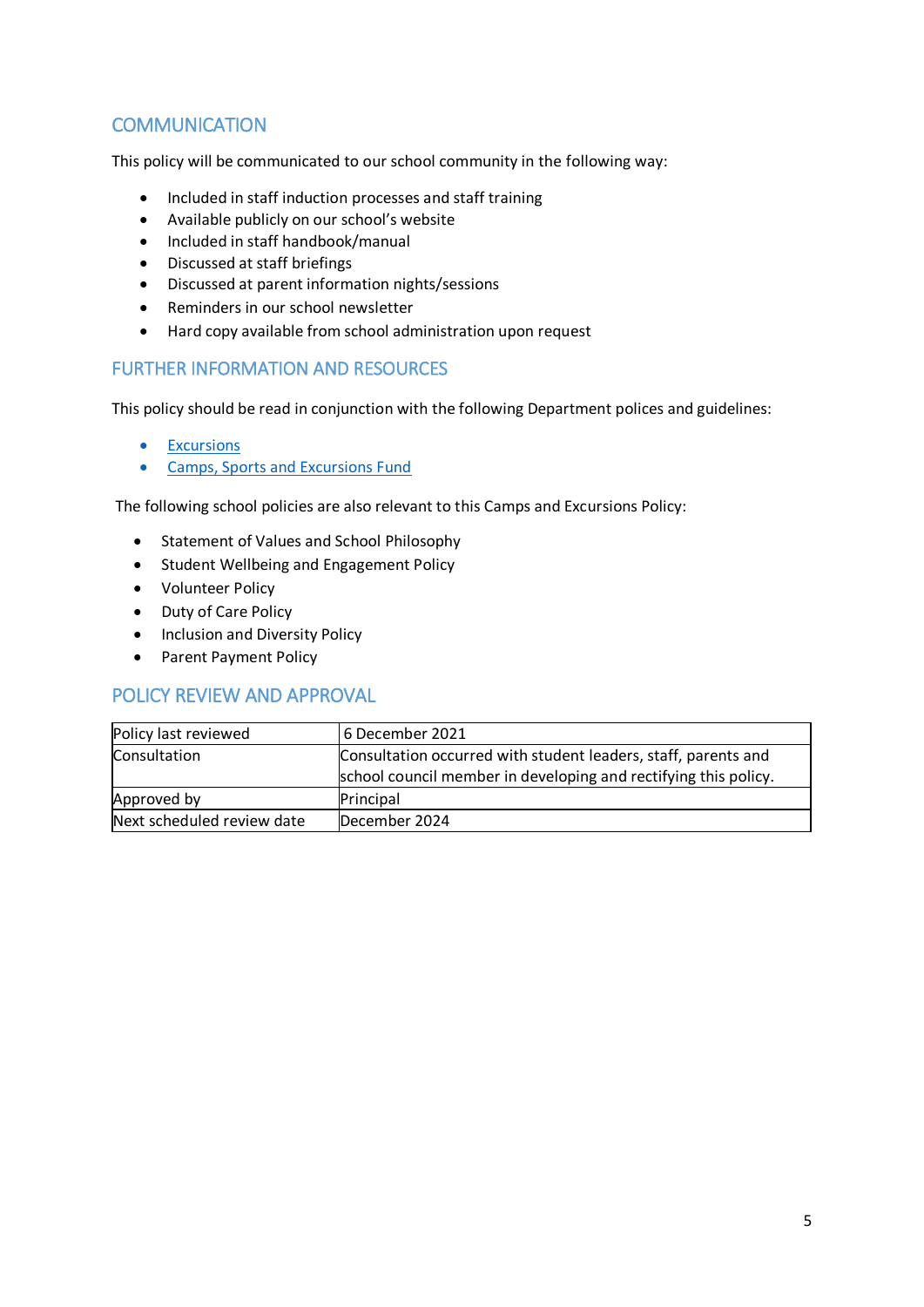## COMMUNICATION

This policy will be communicated to our school community in the following way:

- Included in staff induction processes and staff training
- Available publicly on our school's website
- Included in staff handbook/manual
- Discussed at staff briefings
- Discussed at parent information nights/sessions
- Reminders in our school newsletter
- Hard copy available from school administration upon request

## FURTHER INFORMATION AND RESOURCES

This policy should be read in conjunction with the following Department polices and guidelines:

- Excursions
- Camps, Sports and Excursions Fund

The following school policies are also relevant to this Camps and Excursions Policy:

- Statement of Values and School Philosophy
- Student Wellbeing and Engagement Policy
- Volunteer Policy
- Duty of Care Policy
- Inclusion and Diversity Policy
- Parent Payment Policy

## POLICY REVIEW AND APPROVAL

| | |
|---|---|
| Policy last reviewed | 6 December 2021 |
| Consultation | Consultation occurred with student leaders, staff, parents and school council member in developing and rectifying this policy. |
| Approved by | Principal |
| Next scheduled review date | December 2024 |